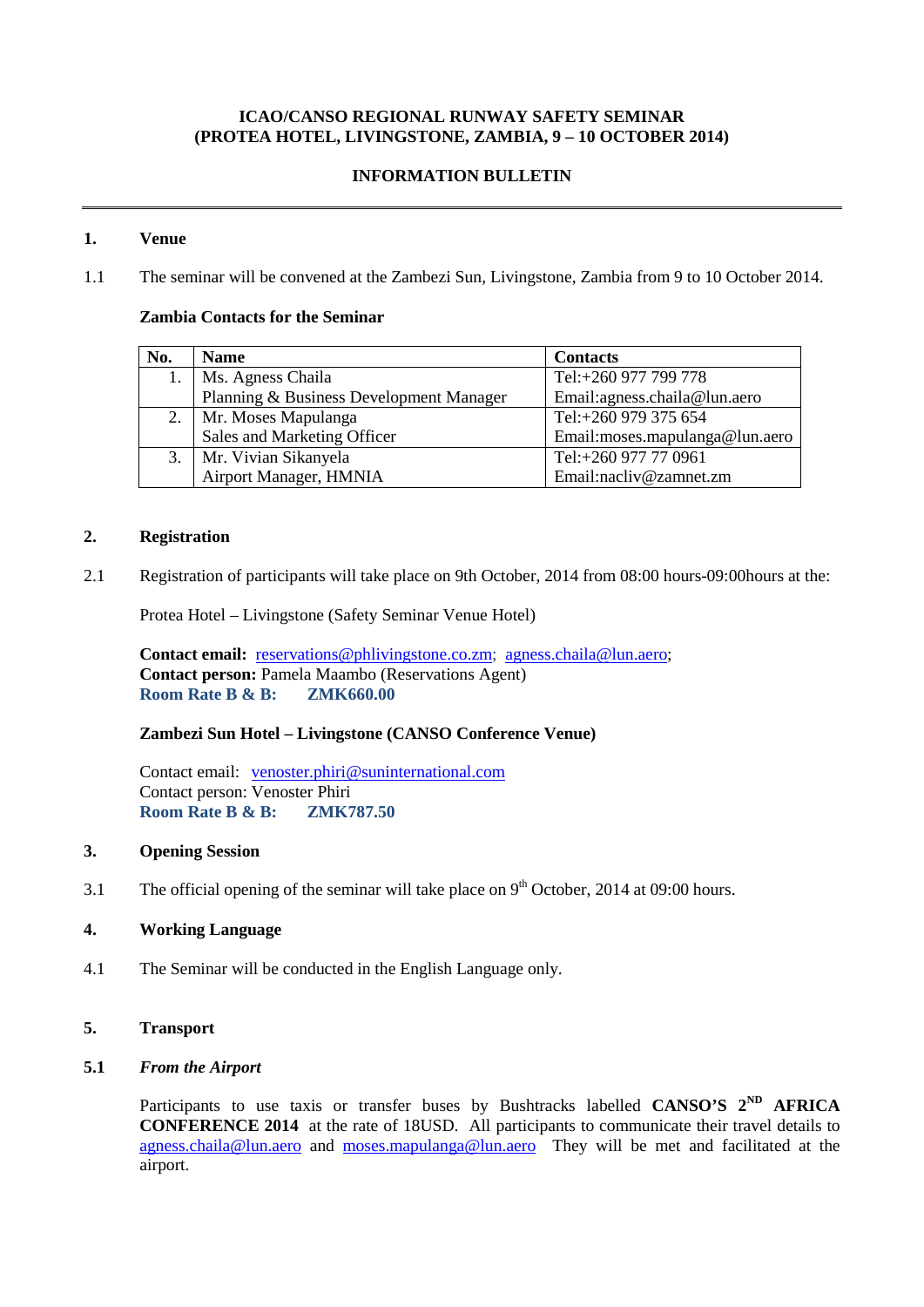**ICAO/CANSO REGIONAL RUNWAY SAFETY SEMINAR**
**(PROTEA HOTEL, LIVINGSTONE, ZAMBIA, 9 – 10 OCTOBER 2014)**

**INFORMATION BULLETIN**

---

## 1. Venue

1.1 The seminar will be convened at the Zambezi Sun, Livingstone, Zambia from 9 to 10 October 2014.

**Zambia Contacts for the Seminar**

| No. | Name | Contacts |
|---|---|---|
| 1. | Ms. Agness Chaila<br>Planning & Business Development Manager | Tel:+260 977 799 778<br>Email:agness.chaila@lun.aero |
| 2. | Mr. Moses Mapulanga<br>Sales and Marketing Officer | Tel:+260 979 375 654<br>Email:moses.mapulanga@lun.aero |
| 3. | Mr. Vivian Sikanyela<br>Airport Manager, HMNIA | Tel:+260 977 77 0961<br>Email:nacliv@zamnet.zm |

## 2. Registration

2.1 Registration of participants will take place on 9th October, 2014 from 08:00 hours-09:00hours at the:

Protea Hotel – Livingstone (Safety Seminar Venue Hotel)

**Contact email:** reservations@phlivingstone.co.zm; agness.chaila@lun.aero;
**Contact person:** Pamela Maambo (Reservations Agent)
**Room Rate B & B: ZMK660.00**

**Zambezi Sun Hotel – Livingstone (CANSO Conference Venue)**

Contact email: venoster.phiri@suninternational.com
Contact person: Venoster Phiri
**Room Rate B & B: ZMK787.50**

## 3. Opening Session

3.1 The official opening of the seminar will take place on 9th October, 2014 at 09:00 hours.

## 4. Working Language

4.1 The Seminar will be conducted in the English Language only.

## 5. Transport

### 5.1 *From the Airport*

Participants to use taxis or transfer buses by Bushtracks labelled **CANSO'S 2ND AFRICA CONFERENCE 2014** at the rate of 18USD. All participants to communicate their travel details to agness.chaila@lun.aero and moses.mapulanga@lun.aero They will be met and facilitated at the airport.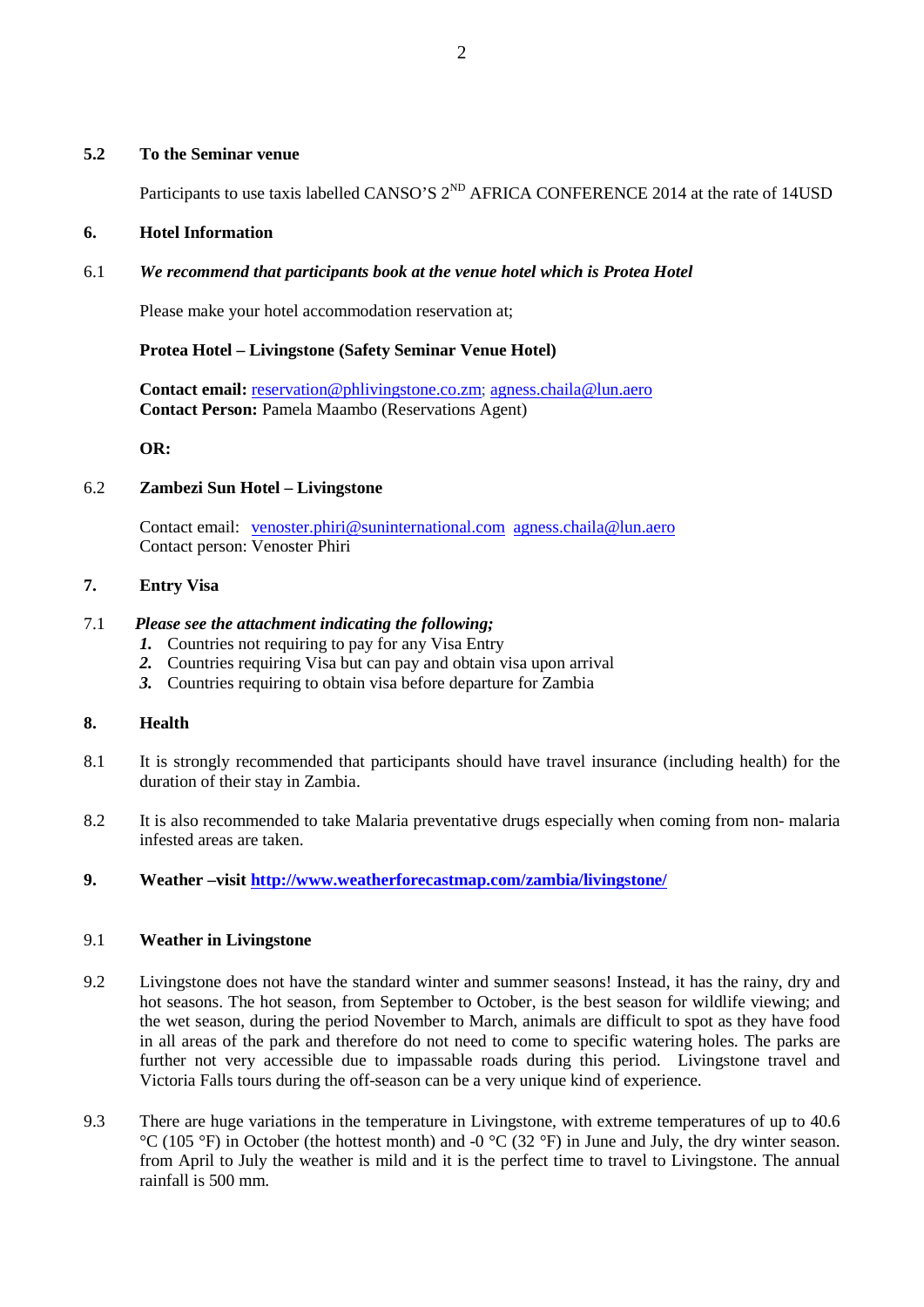### 5.2 To the Seminar venue

Participants to use taxis labelled CANSO'S 2ND AFRICA CONFERENCE 2014 at the rate of 14USD

### 6. Hotel Information

6.1 ***We recommend that participants book at the venue hotel which is Protea Hotel***

Please make your hotel accommodation reservation at;

**Protea Hotel – Livingstone (Safety Seminar Venue Hotel)**

**Contact email:** reservation@phlivingstone.co.zm; agness.chaila@lun.aero
**Contact Person:** Pamela Maambo (Reservations Agent)

**OR:**

6.2 **Zambezi Sun Hotel – Livingstone**

Contact email: venoster.phiri@suninternational.com agness.chaila@lun.aero
Contact person: Venoster Phiri

### 7. Entry Visa

7.1 ***Please see the attachment indicating the following;***

1. Countries not requiring to pay for any Visa Entry
2. Countries requiring Visa but can pay and obtain visa upon arrival
3. Countries requiring to obtain visa before departure for Zambia

### 8. Health

8.1 It is strongly recommended that participants should have travel insurance (including health) for the duration of their stay in Zambia.

8.2 It is also recommended to take Malaria preventative drugs especially when coming from non- malaria infested areas are taken.

### 9. Weather –visit http://www.weatherforecastmap.com/zambia/livingstone/

9.1 **Weather in Livingstone**

9.2 Livingstone does not have the standard winter and summer seasons! Instead, it has the rainy, dry and hot seasons. The hot season, from September to October, is the best season for wildlife viewing; and the wet season, during the period November to March, animals are difficult to spot as they have food in all areas of the park and therefore do not need to come to specific watering holes. The parks are further not very accessible due to impassable roads during this period. Livingstone travel and Victoria Falls tours during the off-season can be a very unique kind of experience.

9.3 There are huge variations in the temperature in Livingstone, with extreme temperatures of up to 40.6 °C (105 °F) in October (the hottest month) and -0 °C (32 °F) in June and July, the dry winter season. from April to July the weather is mild and it is the perfect time to travel to Livingstone. The annual rainfall is 500 mm.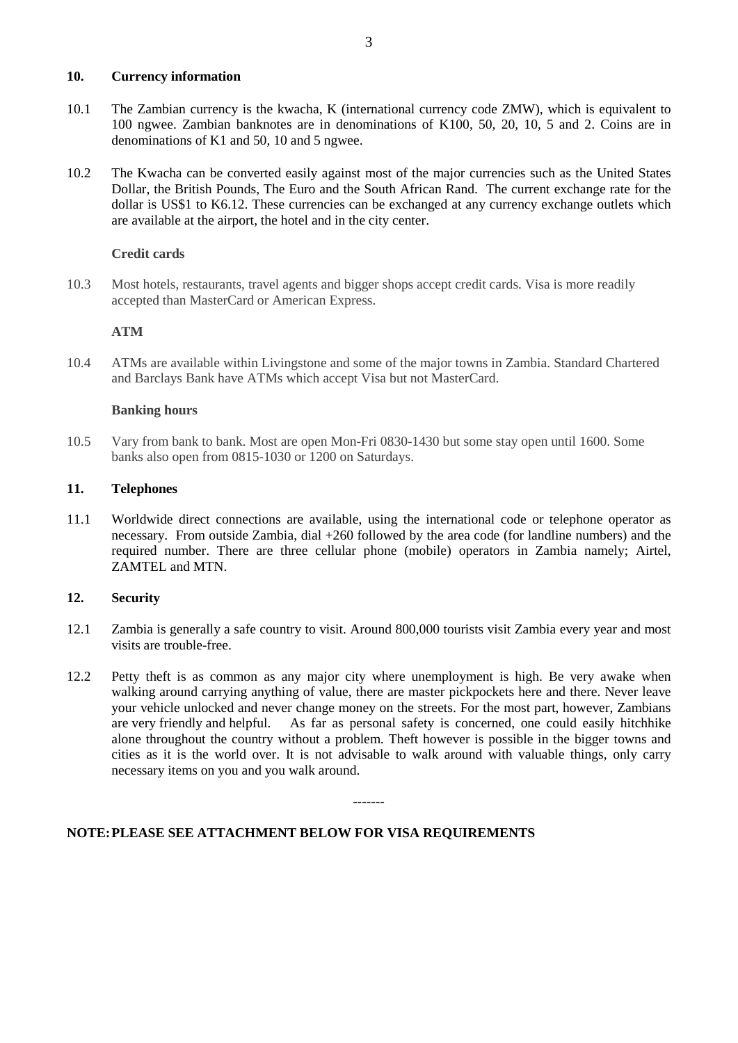## 10. Currency information

10.1 The Zambian currency is the kwacha, K (international currency code ZMW), which is equivalent to 100 ngwee. Zambian banknotes are in denominations of K100, 50, 20, 10, 5 and 2. Coins are in denominations of K1 and 50, 10 and 5 ngwee.

10.2 The Kwacha can be converted easily against most of the major currencies such as the United States Dollar, the British Pounds, The Euro and the South African Rand. The current exchange rate for the dollar is US$1 to K6.12. These currencies can be exchanged at any currency exchange outlets which are available at the airport, the hotel and in the city center.

### Credit cards

10.3 Most hotels, restaurants, travel agents and bigger shops accept credit cards. Visa is more readily accepted than MasterCard or American Express.

### ATM

10.4 ATMs are available within Livingstone and some of the major towns in Zambia. Standard Chartered and Barclays Bank have ATMs which accept Visa but not MasterCard.

### Banking hours

10.5 Vary from bank to bank. Most are open Mon-Fri 0830-1430 but some stay open until 1600. Some banks also open from 0815-1030 or 1200 on Saturdays.

## 11. Telephones

11.1 Worldwide direct connections are available, using the international code or telephone operator as necessary. From outside Zambia, dial +260 followed by the area code (for landline numbers) and the required number. There are three cellular phone (mobile) operators in Zambia namely; Airtel, ZAMTEL and MTN.

## 12. Security

12.1 Zambia is generally a safe country to visit. Around 800,000 tourists visit Zambia every year and most visits are trouble-free.

12.2 Petty theft is as common as any major city where unemployment is high. Be very awake when walking around carrying anything of value, there are master pickpockets here and there. Never leave your vehicle unlocked and never change money on the streets. For the most part, however, Zambians are very friendly and helpful. As far as personal safety is concerned, one could easily hitchhike alone throughout the country without a problem. Theft however is possible in the bigger towns and cities as it is the world over. It is not advisable to walk around with valuable things, only carry necessary items on you and you walk around.

-------

**NOTE: PLEASE SEE ATTACHMENT BELOW FOR VISA REQUIREMENTS**